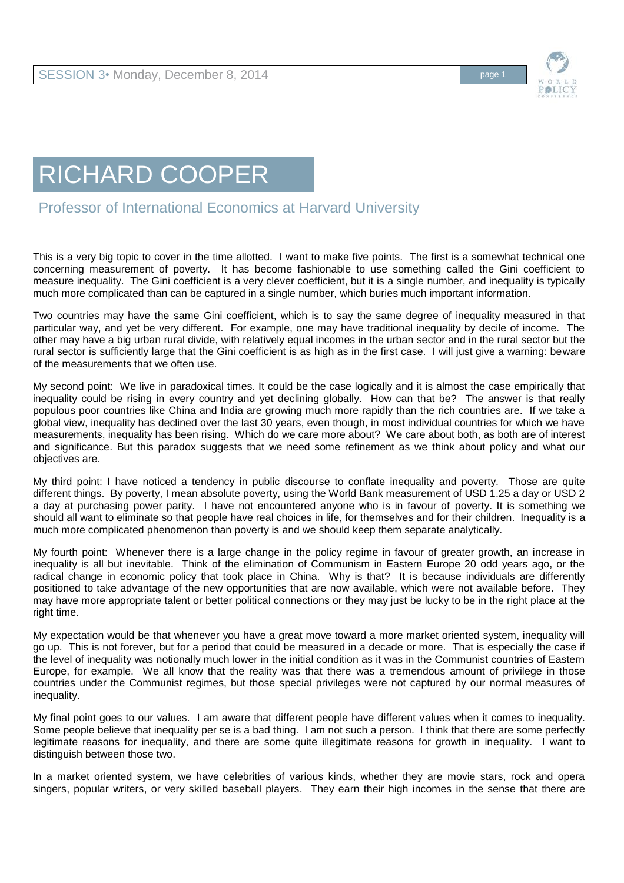# RICHARD COOPER

## Professor of International Economics at Harvard University

This is a very big topic to cover in the time allotted. I want to make five points. The first is a somewhat technical one concerning measurement of poverty. It has become fashionable to use something called the Gini coefficient to measure inequality. The Gini coefficient is a very clever coefficient, but it is a single number, and inequality is typically much more complicated than can be captured in a single number, which buries much important information.

Two countries may have the same Gini coefficient, which is to say the same degree of inequality measured in that particular way, and yet be very different. For example, one may have traditional inequality by decile of income. The other may have a big urban rural divide, with relatively equal incomes in the urban sector and in the rural sector but the rural sector is sufficiently large that the Gini coefficient is as high as in the first case. I will just give a warning: beware of the measurements that we often use.

My second point: We live in paradoxical times. It could be the case logically and it is almost the case empirically that inequality could be rising in every country and yet declining globally. How can that be? The answer is that really populous poor countries like China and India are growing much more rapidly than the rich countries are. If we take a global view, inequality has declined over the last 30 years, even though, in most individual countries for which we have measurements, inequality has been rising. Which do we care more about? We care about both, as both are of interest and significance. But this paradox suggests that we need some refinement as we think about policy and what our objectives are.

My third point: I have noticed a tendency in public discourse to conflate inequality and poverty. Those are quite different things. By poverty, I mean absolute poverty, using the World Bank measurement of USD 1.25 a day or USD 2 a day at purchasing power parity. I have not encountered anyone who is in favour of poverty. It is something we should all want to eliminate so that people have real choices in life, for themselves and for their children. Inequality is a much more complicated phenomenon than poverty is and we should keep them separate analytically.

My fourth point: Whenever there is a large change in the policy regime in favour of greater growth, an increase in inequality is all but inevitable. Think of the elimination of Communism in Eastern Europe 20 odd years ago, or the radical change in economic policy that took place in China. Why is that? It is because individuals are differently positioned to take advantage of the new opportunities that are now available, which were not available before. They may have more appropriate talent or better political connections or they may just be lucky to be in the right place at the right time.

My expectation would be that whenever you have a great move toward a more market oriented system, inequality will go up. This is not forever, but for a period that could be measured in a decade or more. That is especially the case if the level of inequality was notionally much lower in the initial condition as it was in the Communist countries of Eastern Europe, for example. We all know that the reality was that there was a tremendous amount of privilege in those countries under the Communist regimes, but those special privileges were not captured by our normal measures of inequality.

My final point goes to our values. I am aware that different people have different values when it comes to inequality. Some people believe that inequality per se is a bad thing. I am not such a person. I think that there are some perfectly legitimate reasons for inequality, and there are some quite illegitimate reasons for growth in inequality. I want to distinguish between those two.

In a market oriented system, we have celebrities of various kinds, whether they are movie stars, rock and opera singers, popular writers, or very skilled baseball players. They earn their high incomes in the sense that there are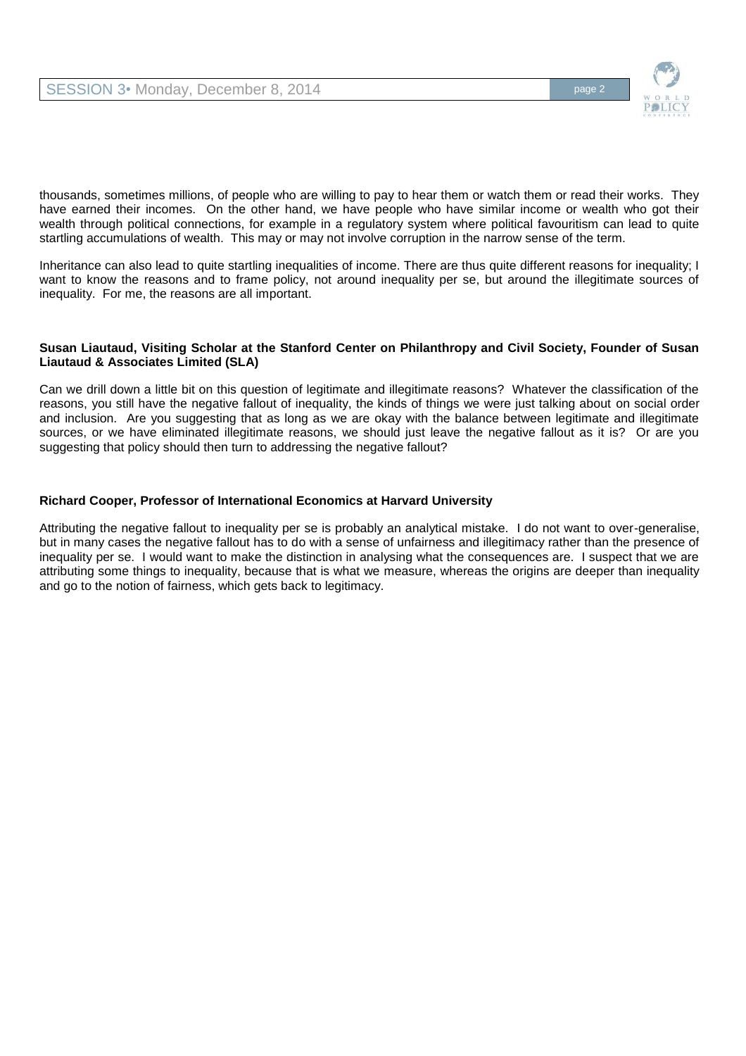thousands, sometimes millions, of people who are willing to pay to hear them or watch them or read their works. They have earned their incomes. On the other hand, we have people who have similar income or wealth who got their wealth through political connections, for example in a regulatory system where political favouritism can lead to quite startling accumulations of wealth. This may or may not involve corruption in the narrow sense of the term.

Inheritance can also lead to quite startling inequalities of income. There are thus quite different reasons for inequality; I want to know the reasons and to frame policy, not around inequality per se, but around the illegitimate sources of inequality. For me, the reasons are all important.

**Susan Liautaud, Visiting Scholar at the Stanford Center on Philanthropy and Civil Society, Founder of Susan Liautaud & Associates Limited (SLA)**

Can we drill down a little bit on this question of legitimate and illegitimate reasons? Whatever the classification of the reasons, you still have the negative fallout of inequality, the kinds of things we were just talking about on social order and inclusion. Are you suggesting that as long as we are okay with the balance between legitimate and illegitimate sources, or we have eliminated illegitimate reasons, we should just leave the negative fallout as it is? Or are you suggesting that policy should then turn to addressing the negative fallout?

**Richard Cooper, Professor of International Economics at Harvard University**

Attributing the negative fallout to inequality per se is probably an analytical mistake. I do not want to over-generalise, but in many cases the negative fallout has to do with a sense of unfairness and illegitimacy rather than the presence of inequality per se. I would want to make the distinction in analysing what the consequences are. I suspect that we are attributing some things to inequality, because that is what we measure, whereas the origins are deeper than inequality and go to the notion of fairness, which gets back to legitimacy.